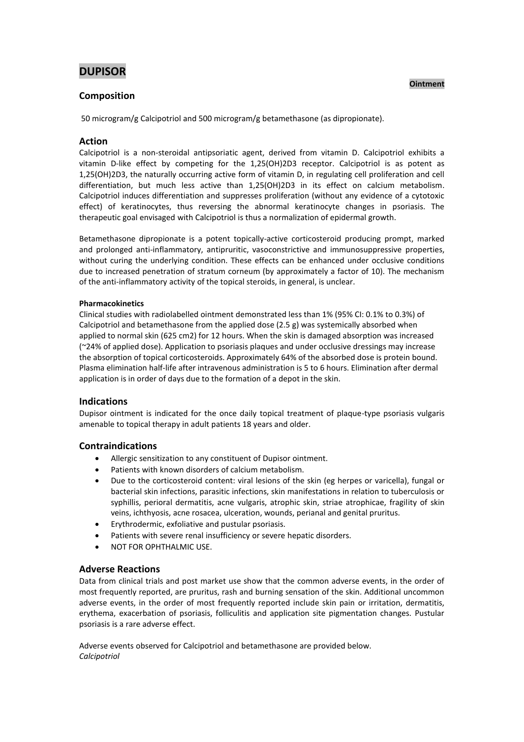# DUPISOR

**Ointment**

## Composition

50 microgram/g Calcipotriol and 500 microgram/g betamethasone (as dipropionate).

## Action

Calcipotriol is a non-steroidal antipsoriatic agent, derived from vitamin D. Calcipotriol exhibits a vitamin D-like effect by competing for the 1,25(OH)2D3 receptor. Calcipotriol is as potent as 1,25(OH)2D3, the naturally occurring active form of vitamin D, in regulating cell proliferation and cell differentiation, but much less active than 1,25(OH)2D3 in its effect on calcium metabolism. Calcipotriol induces differentiation and suppresses proliferation (without any evidence of a cytotoxic effect) of keratinocytes, thus reversing the abnormal keratinocyte changes in psoriasis. The therapeutic goal envisaged with Calcipotriol is thus a normalization of epidermal growth.

Betamethasone dipropionate is a potent topically-active corticosteroid producing prompt, marked and prolonged anti-inflammatory, antipruritic, vasoconstrictive and immunosuppressive properties, without curing the underlying condition. These effects can be enhanced under occlusive conditions due to increased penetration of stratum corneum (by approximately a factor of 10). The mechanism of the anti-inflammatory activity of the topical steroids, in general, is unclear.

#### Pharmacokinetics

Clinical studies with radiolabelled ointment demonstrated less than 1% (95% CI: 0.1% to 0.3%) of Calcipotriol and betamethasone from the applied dose (2.5 g) was systemically absorbed when applied to normal skin (625 cm2) for 12 hours. When the skin is damaged absorption was increased (~24% of applied dose). Application to psoriasis plaques and under occlusive dressings may increase the absorption of topical corticosteroids. Approximately 64% of the absorbed dose is protein bound. Plasma elimination half-life after intravenous administration is 5 to 6 hours. Elimination after dermal application is in order of days due to the formation of a depot in the skin.

## Indications

Dupisor ointment is indicated for the once daily topical treatment of plaque-type psoriasis vulgaris amenable to topical therapy in adult patients 18 years and older.

## Contraindications

- Allergic sensitization to any constituent of Dupisor ointment.
- Patients with known disorders of calcium metabolism.
- Due to the corticosteroid content: viral lesions of the skin (eg herpes or varicella), fungal or bacterial skin infections, parasitic infections, skin manifestations in relation to tuberculosis or syphillis, perioral dermatitis, acne vulgaris, atrophic skin, striae atrophicae, fragility of skin veins, ichthyosis, acne rosacea, ulceration, wounds, perianal and genital pruritus.
- Erythrodermic, exfoliative and pustular psoriasis.
- Patients with severe renal insufficiency or severe hepatic disorders.
- NOT FOR OPHTHALMIC USE.

## Adverse Reactions

Data from clinical trials and post market use show that the common adverse events, in the order of most frequently reported, are pruritus, rash and burning sensation of the skin. Additional uncommon adverse events, in the order of most frequently reported include skin pain or irritation, dermatitis, erythema, exacerbation of psoriasis, folliculitis and application site pigmentation changes. Pustular psoriasis is a rare adverse effect.

Adverse events observed for Calcipotriol and betamethasone are provided below.
*Calcipotriol*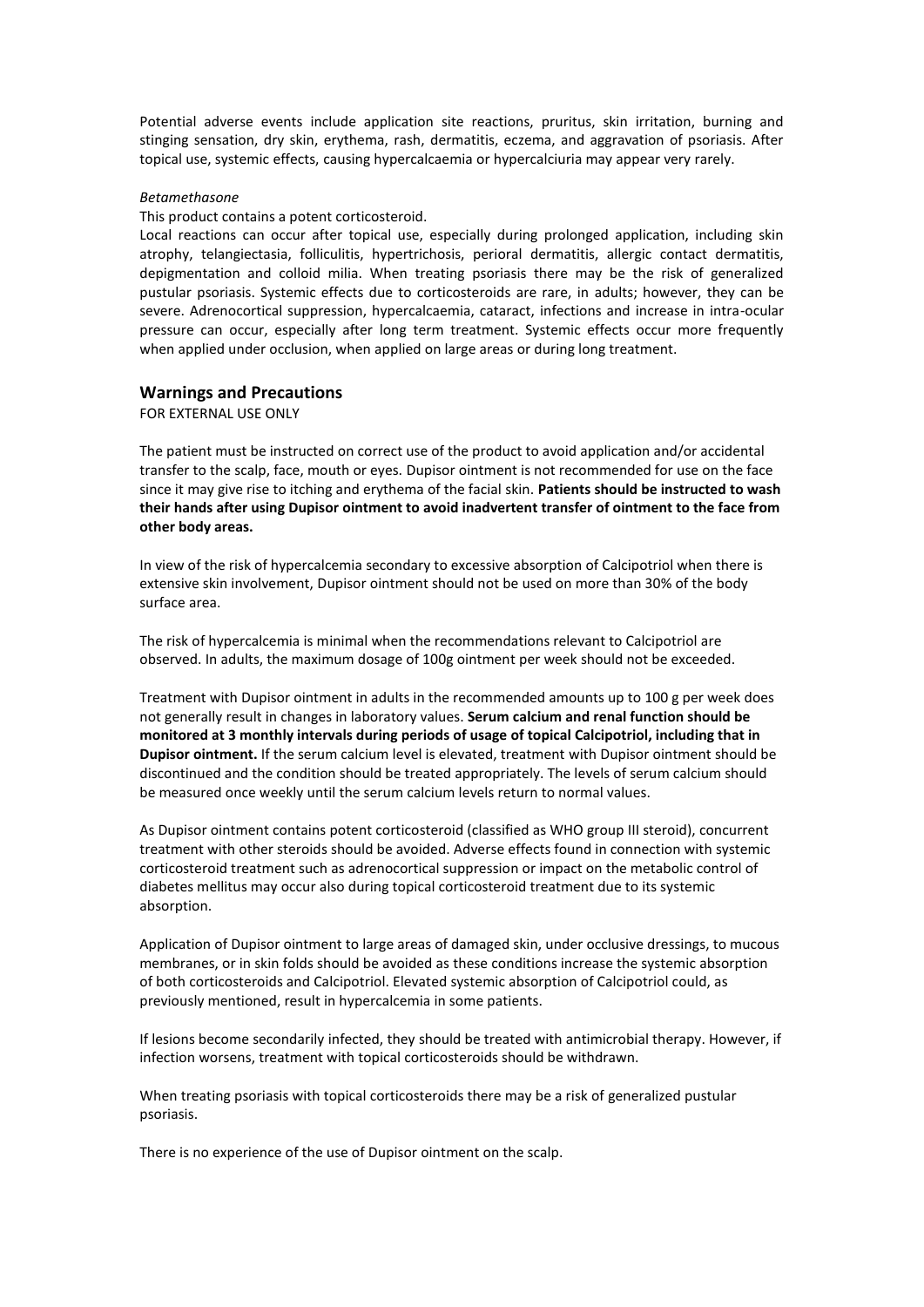Potential adverse events include application site reactions, pruritus, skin irritation, burning and stinging sensation, dry skin, erythema, rash, dermatitis, eczema, and aggravation of psoriasis. After topical use, systemic effects, causing hypercalcaemia or hypercalciuria may appear very rarely.

*Betamethasone*

This product contains a potent corticosteroid.

Local reactions can occur after topical use, especially during prolonged application, including skin atrophy, telangiectasia, folliculitis, hypertrichosis, perioral dermatitis, allergic contact dermatitis, depigmentation and colloid milia. When treating psoriasis there may be the risk of generalized pustular psoriasis. Systemic effects due to corticosteroids are rare, in adults; however, they can be severe. Adrenocortical suppression, hypercalcaemia, cataract, infections and increase in intra-ocular pressure can occur, especially after long term treatment. Systemic effects occur more frequently when applied under occlusion, when applied on large areas or during long treatment.

## Warnings and Precautions

FOR EXTERNAL USE ONLY

The patient must be instructed on correct use of the product to avoid application and/or accidental transfer to the scalp, face, mouth or eyes. Dupisor ointment is not recommended for use on the face since it may give rise to itching and erythema of the facial skin. **Patients should be instructed to wash their hands after using Dupisor ointment to avoid inadvertent transfer of ointment to the face from other body areas.**

In view of the risk of hypercalcemia secondary to excessive absorption of Calcipotriol when there is extensive skin involvement, Dupisor ointment should not be used on more than 30% of the body surface area.

The risk of hypercalcemia is minimal when the recommendations relevant to Calcipotriol are observed. In adults, the maximum dosage of 100g ointment per week should not be exceeded.

Treatment with Dupisor ointment in adults in the recommended amounts up to 100 g per week does not generally result in changes in laboratory values. **Serum calcium and renal function should be monitored at 3 monthly intervals during periods of usage of topical Calcipotriol, including that in Dupisor ointment.** If the serum calcium level is elevated, treatment with Dupisor ointment should be discontinued and the condition should be treated appropriately. The levels of serum calcium should be measured once weekly until the serum calcium levels return to normal values.

As Dupisor ointment contains potent corticosteroid (classified as WHO group III steroid), concurrent treatment with other steroids should be avoided. Adverse effects found in connection with systemic corticosteroid treatment such as adrenocortical suppression or impact on the metabolic control of diabetes mellitus may occur also during topical corticosteroid treatment due to its systemic absorption.

Application of Dupisor ointment to large areas of damaged skin, under occlusive dressings, to mucous membranes, or in skin folds should be avoided as these conditions increase the systemic absorption of both corticosteroids and Calcipotriol. Elevated systemic absorption of Calcipotriol could, as previously mentioned, result in hypercalcemia in some patients.

If lesions become secondarily infected, they should be treated with antimicrobial therapy. However, if infection worsens, treatment with topical corticosteroids should be withdrawn.

When treating psoriasis with topical corticosteroids there may be a risk of generalized pustular psoriasis.

There is no experience of the use of Dupisor ointment on the scalp.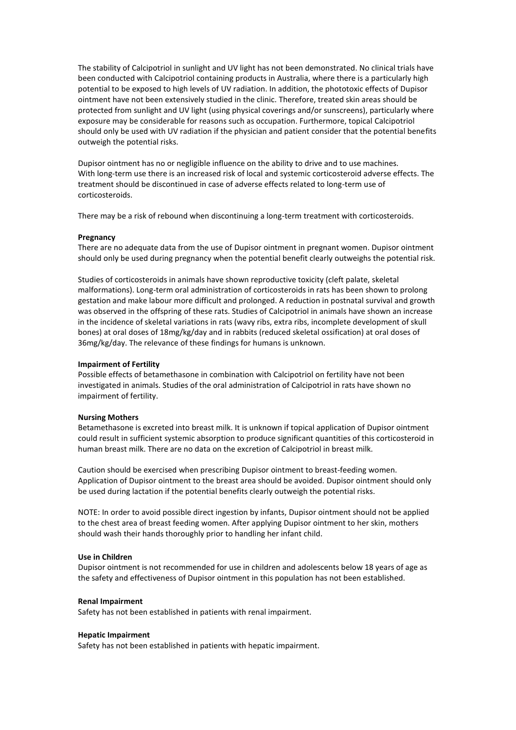The stability of Calcipotriol in sunlight and UV light has not been demonstrated. No clinical trials have been conducted with Calcipotriol containing products in Australia, where there is a particularly high potential to be exposed to high levels of UV radiation. In addition, the phototoxic effects of Dupisor ointment have not been extensively studied in the clinic. Therefore, treated skin areas should be protected from sunlight and UV light (using physical coverings and/or sunscreens), particularly where exposure may be considerable for reasons such as occupation. Furthermore, topical Calcipotriol should only be used with UV radiation if the physician and patient consider that the potential benefits outweigh the potential risks.

Dupisor ointment has no or negligible influence on the ability to drive and to use machines.
With long-term use there is an increased risk of local and systemic corticosteroid adverse effects. The treatment should be discontinued in case of adverse effects related to long-term use of corticosteroids.

There may be a risk of rebound when discontinuing a long-term treatment with corticosteroids.

**Pregnancy**

There are no adequate data from the use of Dupisor ointment in pregnant women. Dupisor ointment should only be used during pregnancy when the potential benefit clearly outweighs the potential risk.

Studies of corticosteroids in animals have shown reproductive toxicity (cleft palate, skeletal malformations). Long-term oral administration of corticosteroids in rats has been shown to prolong gestation and make labour more difficult and prolonged. A reduction in postnatal survival and growth was observed in the offspring of these rats. Studies of Calcipotriol in animals have shown an increase in the incidence of skeletal variations in rats (wavy ribs, extra ribs, incomplete development of skull bones) at oral doses of 18mg/kg/day and in rabbits (reduced skeletal ossification) at oral doses of 36mg/kg/day. The relevance of these findings for humans is unknown.

**Impairment of Fertility**

Possible effects of betamethasone in combination with Calcipotriol on fertility have not been investigated in animals. Studies of the oral administration of Calcipotriol in rats have shown no impairment of fertility.

**Nursing Mothers**

Betamethasone is excreted into breast milk. It is unknown if topical application of Dupisor ointment could result in sufficient systemic absorption to produce significant quantities of this corticosteroid in human breast milk. There are no data on the excretion of Calcipotriol in breast milk.

Caution should be exercised when prescribing Dupisor ointment to breast-feeding women. Application of Dupisor ointment to the breast area should be avoided. Dupisor ointment should only be used during lactation if the potential benefits clearly outweigh the potential risks.

NOTE: In order to avoid possible direct ingestion by infants, Dupisor ointment should not be applied to the chest area of breast feeding women. After applying Dupisor ointment to her skin, mothers should wash their hands thoroughly prior to handling her infant child.

**Use in Children**

Dupisor ointment is not recommended for use in children and adolescents below 18 years of age as the safety and effectiveness of Dupisor ointment in this population has not been established.

**Renal Impairment**

Safety has not been established in patients with renal impairment.

**Hepatic Impairment**

Safety has not been established in patients with hepatic impairment.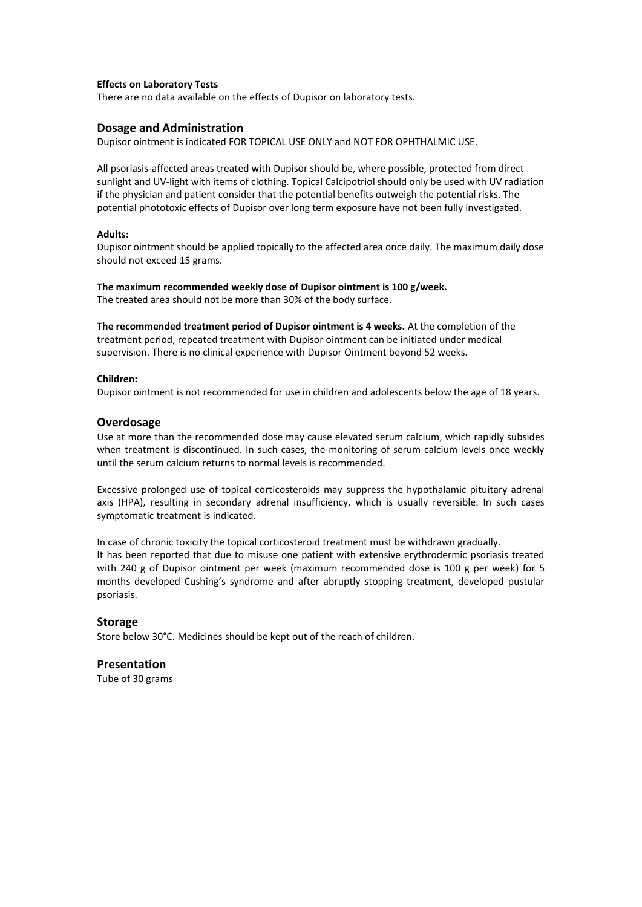### Effects on Laboratory Tests

There are no data available on the effects of Dupisor on laboratory tests.

## Dosage and Administration

Dupisor ointment is indicated FOR TOPICAL USE ONLY and NOT FOR OPHTHALMIC USE.

All psoriasis-affected areas treated with Dupisor should be, where possible, protected from direct sunlight and UV-light with items of clothing. Topical Calcipotriol should only be used with UV radiation if the physician and patient consider that the potential benefits outweigh the potential risks. The potential phototoxic effects of Dupisor over long term exposure have not been fully investigated.

**Adults:**

Dupisor ointment should be applied topically to the affected area once daily. The maximum daily dose should not exceed 15 grams.

**The maximum recommended weekly dose of Dupisor ointment is 100 g/week.**
The treated area should not be more than 30% of the body surface.

**The recommended treatment period of Dupisor ointment is 4 weeks.** At the completion of the treatment period, repeated treatment with Dupisor ointment can be initiated under medical supervision. There is no clinical experience with Dupisor Ointment beyond 52 weeks.

**Children:**

Dupisor ointment is not recommended for use in children and adolescents below the age of 18 years.

## Overdosage

Use at more than the recommended dose may cause elevated serum calcium, which rapidly subsides when treatment is discontinued. In such cases, the monitoring of serum calcium levels once weekly until the serum calcium returns to normal levels is recommended.

Excessive prolonged use of topical corticosteroids may suppress the hypothalamic pituitary adrenal axis (HPA), resulting in secondary adrenal insufficiency, which is usually reversible. In such cases symptomatic treatment is indicated.

In case of chronic toxicity the topical corticosteroid treatment must be withdrawn gradually.
It has been reported that due to misuse one patient with extensive erythrodermic psoriasis treated with 240 g of Dupisor ointment per week (maximum recommended dose is 100 g per week) for 5 months developed Cushing's syndrome and after abruptly stopping treatment, developed pustular psoriasis.

## Storage

Store below 30°C. Medicines should be kept out of the reach of children.

## Presentation

Tube of 30 grams